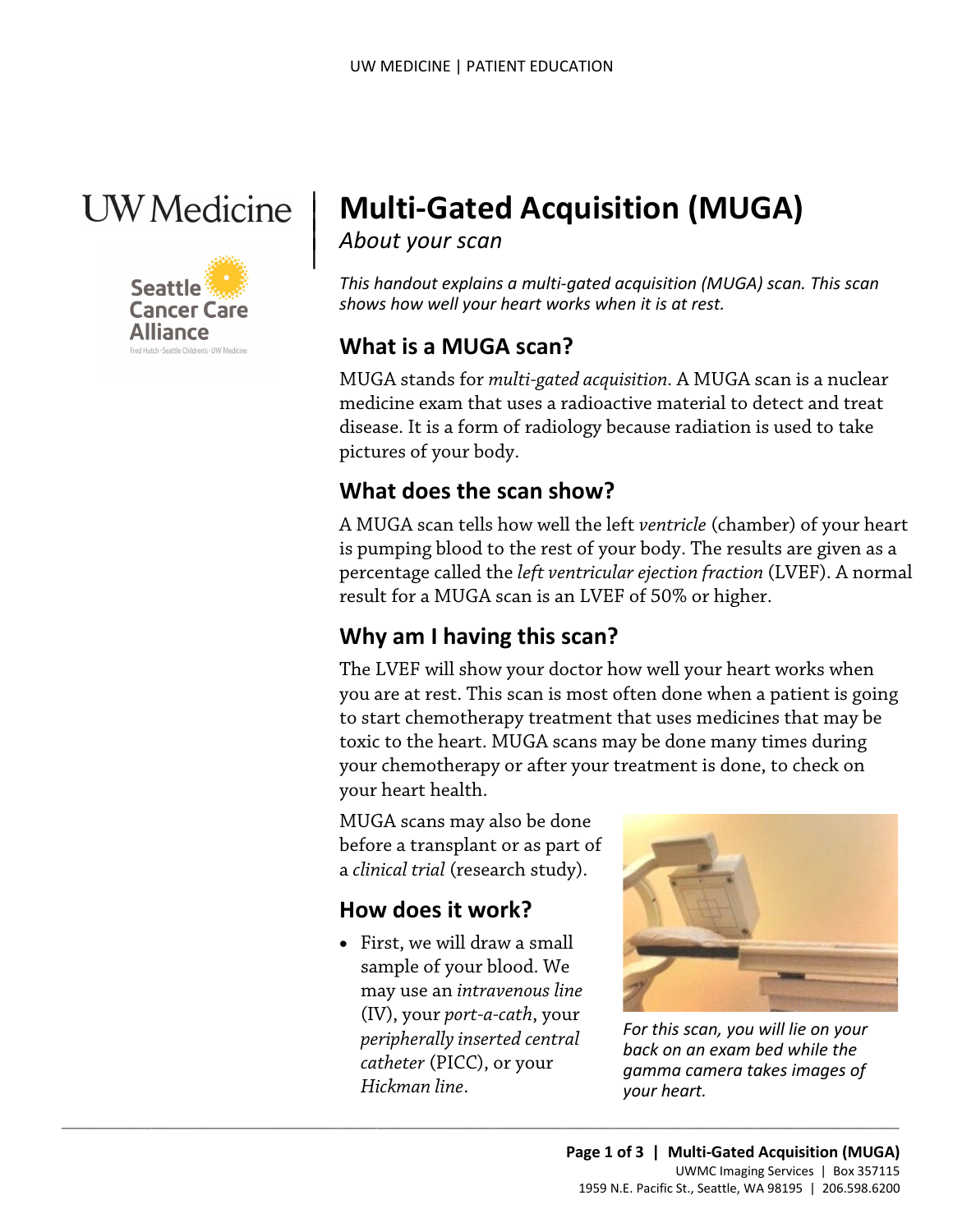# Multi-Gated Acquisition (MUGA)

*About your scan*

*This handout explains a multi-gated acquisition (MUGA) scan. This scan shows how well your heart works when it is at rest.*

## What is a MUGA scan?

MUGA stands for *multi-gated acquisition*. A MUGA scan is a nuclear medicine exam that uses a radioactive material to detect and treat disease. It is a form of radiology because radiation is used to take pictures of your body.

## What does the scan show?

A MUGA scan tells how well the left *ventricle* (chamber) of your heart is pumping blood to the rest of your body. The results are given as a percentage called the *left ventricular ejection fraction* (LVEF). A normal result for a MUGA scan is an LVEF of 50% or higher.

## Why am I having this scan?

The LVEF will show your doctor how well your heart works when you are at rest. This scan is most often done when a patient is going to start chemotherapy treatment that uses medicines that may be toxic to the heart. MUGA scans may be done many times during your chemotherapy or after your treatment is done, to check on your heart health.

MUGA scans may also be done before a transplant or as part of a *clinical trial* (research study).

*For this scan, you will lie on your back on an exam bed while the gamma camera takes images of your heart.*

## How does it work?

- First, we will draw a small sample of your blood. We may use an *intravenous line* (IV), your *port-a-cath*, your *peripherally inserted central catheter* (PICC), or your *Hickman line*.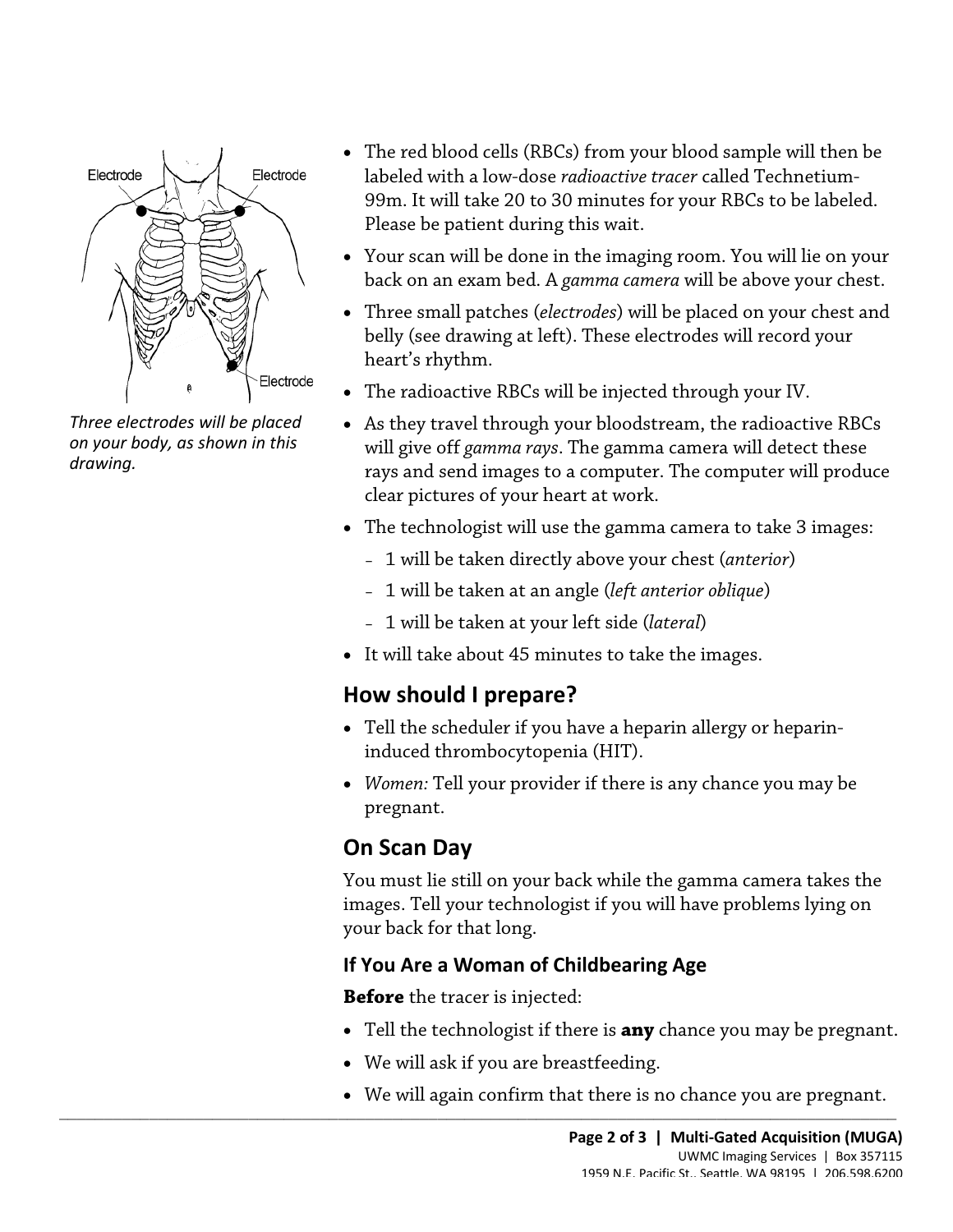*Three electrodes will be placed on your body, as shown in this drawing.*

- The red blood cells (RBCs) from your blood sample will then be labeled with a low-dose *radioactive tracer* called Technetium-99m. It will take 20 to 30 minutes for your RBCs to be labeled. Please be patient during this wait.
- Your scan will be done in the imaging room. You will lie on your back on an exam bed. A *gamma camera* will be above your chest.
- Three small patches (*electrodes*) will be placed on your chest and belly (see drawing at left). These electrodes will record your heart's rhythm.
- The radioactive RBCs will be injected through your IV.
- As they travel through your bloodstream, the radioactive RBCs will give off *gamma rays*. The gamma camera will detect these rays and send images to a computer. The computer will produce clear pictures of your heart at work.
- The technologist will use the gamma camera to take 3 images:
  - 1 will be taken directly above your chest (*anterior*)
  - 1 will be taken at an angle (*left anterior oblique*)
  - 1 will be taken at your left side (*lateral*)
- It will take about 45 minutes to take the images.

## How should I prepare?

- Tell the scheduler if you have a heparin allergy or heparin-induced thrombocytopenia (HIT).
- *Women:* Tell your provider if there is any chance you may be pregnant.

## On Scan Day

You must lie still on your back while the gamma camera takes the images. Tell your technologist if you will have problems lying on your back for that long.

### If You Are a Woman of Childbearing Age

**Before** the tracer is injected:

- Tell the technologist if there is **any** chance you may be pregnant.
- We will ask if you are breastfeeding.
- We will again confirm that there is no chance you are pregnant.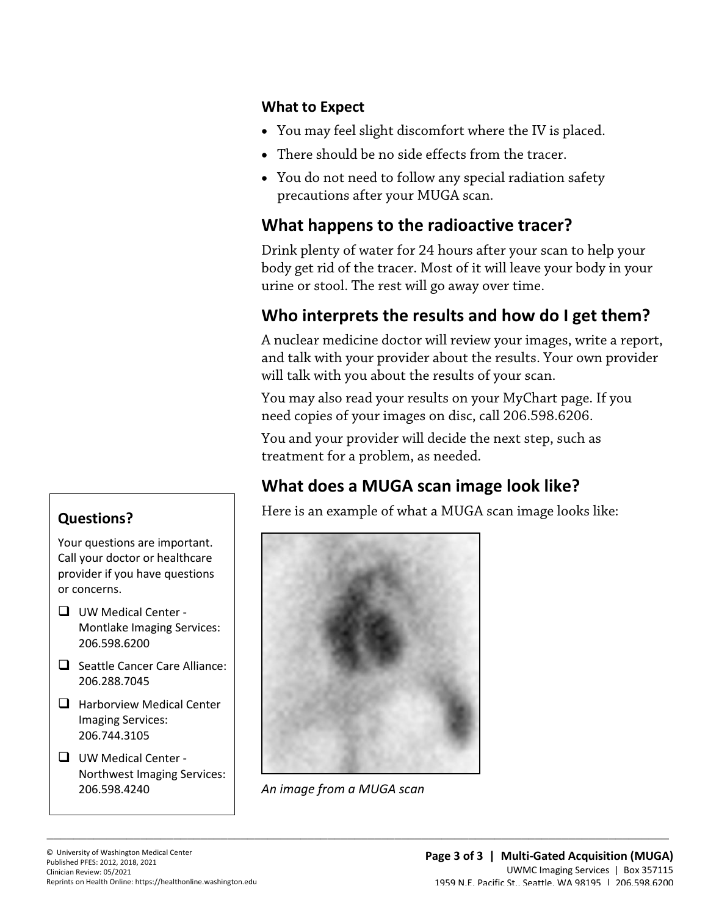### What to Expect

- You may feel slight discomfort where the IV is placed.
- There should be no side effects from the tracer.
- You do not need to follow any special radiation safety precautions after your MUGA scan.

## What happens to the radioactive tracer?

Drink plenty of water for 24 hours after your scan to help your body get rid of the tracer. Most of it will leave your body in your urine or stool. The rest will go away over time.

## Who interprets the results and how do I get them?

A nuclear medicine doctor will review your images, write a report, and talk with your provider about the results. Your own provider will talk with you about the results of your scan.

You may also read your results on your MyChart page. If you need copies of your images on disc, call 206.598.6206.

You and your provider will decide the next step, such as treatment for a problem, as needed.

## What does a MUGA scan image look like?

Here is an example of what a MUGA scan image looks like:

*An image from a MUGA scan*

### Questions?

Your questions are important. Call your doctor or healthcare provider if you have questions or concerns.

- ☐ UW Medical Center - Montlake Imaging Services: 206.598.6200
- ☐ Seattle Cancer Care Alliance: 206.288.7045
- ☐ Harborview Medical Center Imaging Services: 206.744.3105
- ☐ UW Medical Center - Northwest Imaging Services: 206.598.4240

© University of Washington Medical Center
Published PFES: 2012, 2018, 2021
Clinician Review: 05/2021
Reprints on Health Online: https://healthonline.washington.edu

UWMC Imaging Services | Box 357115
1959 N.E. Pacific St., Seattle, WA 98195 | 206.598.6200